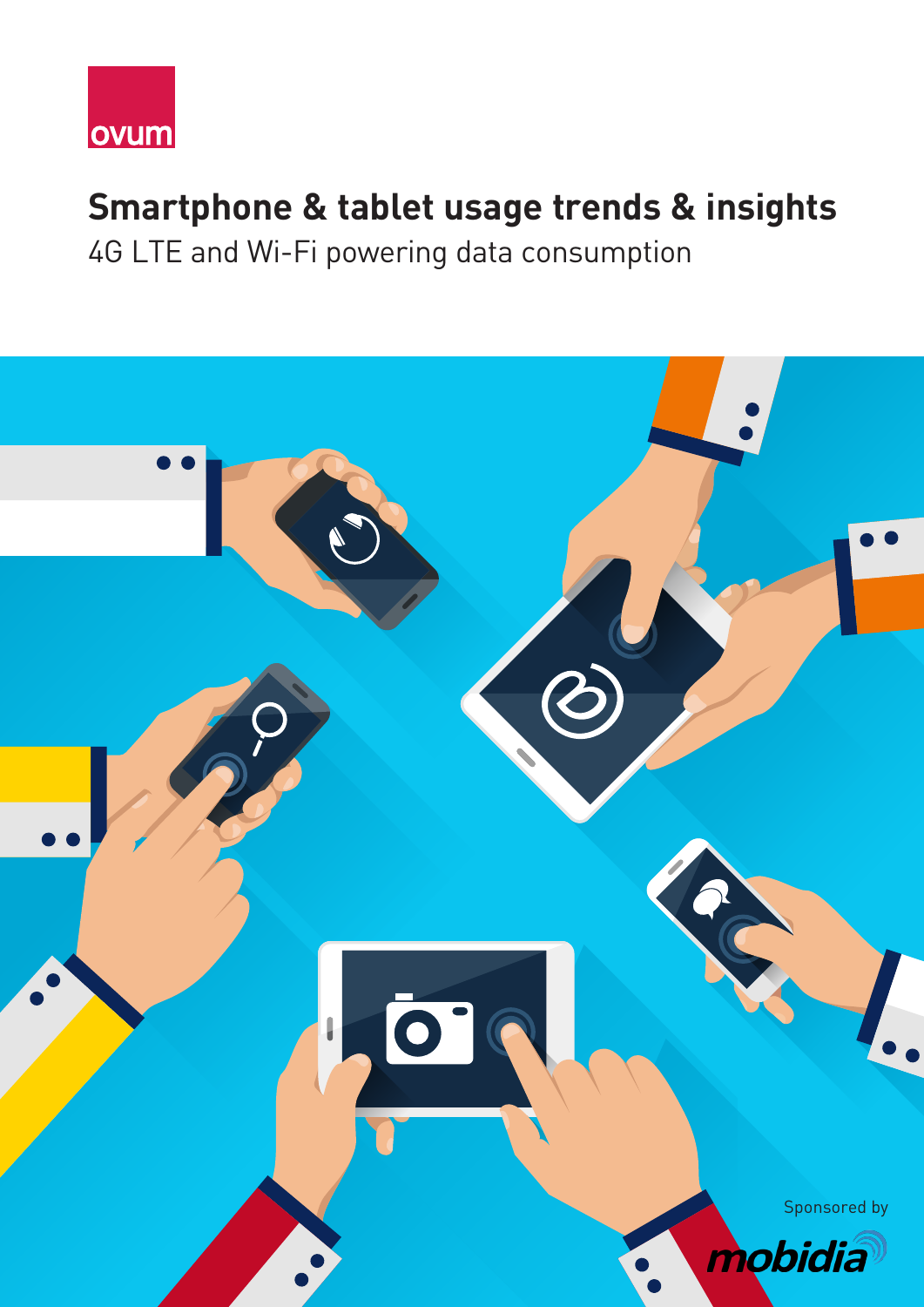ovum

# Smartphone & tablet usage trends & insights

4G LTE and Wi-Fi powering data consumption

Sponsored by

mobidia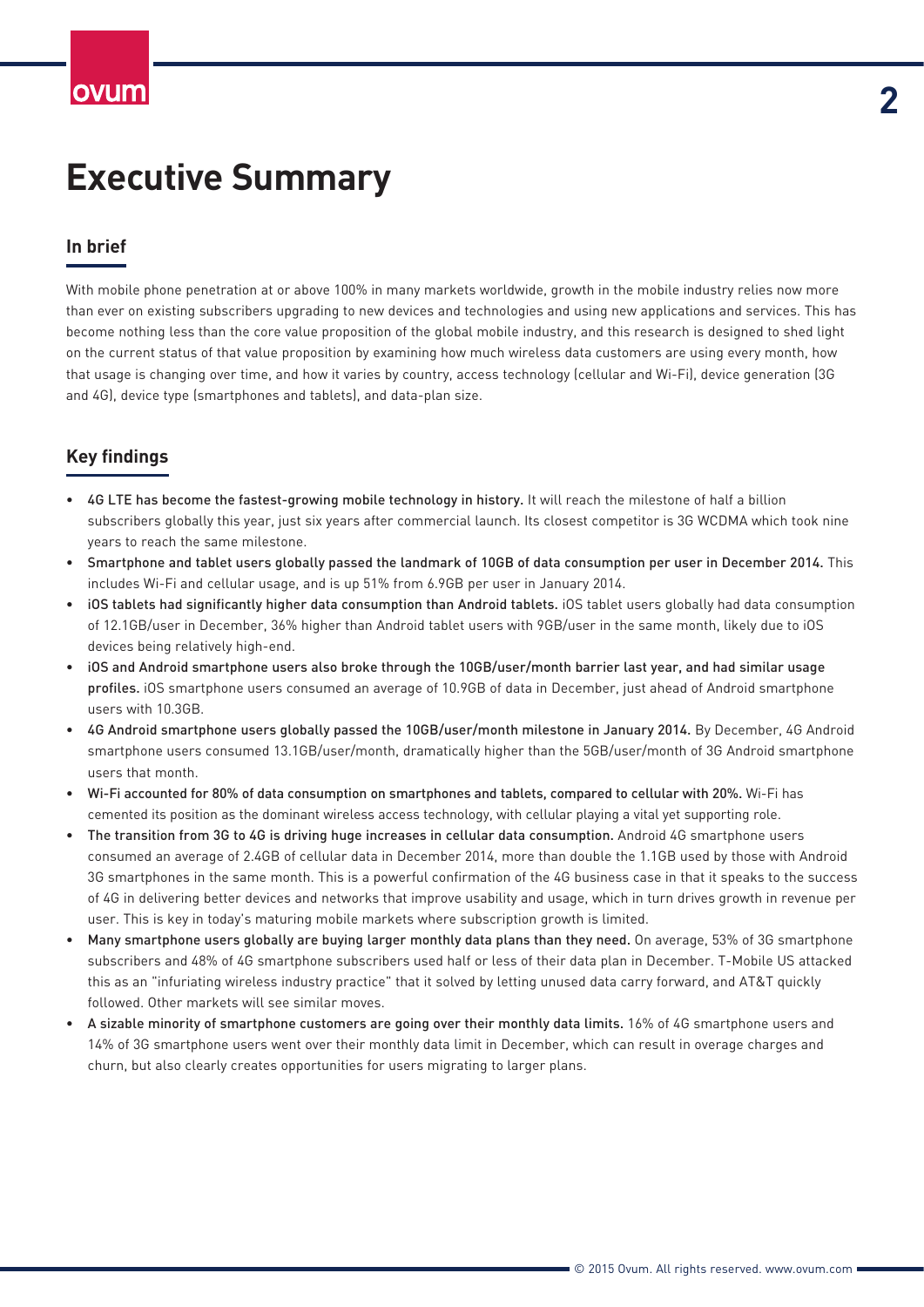# Executive Summary

## In brief

With mobile phone penetration at or above 100% in many markets worldwide, growth in the mobile industry relies now more than ever on existing subscribers upgrading to new devices and technologies and using new applications and services. This has become nothing less than the core value proposition of the global mobile industry, and this research is designed to shed light on the current status of that value proposition by examining how much wireless data customers are using every month, how that usage is changing over time, and how it varies by country, access technology (cellular and Wi-Fi), device generation (3G and 4G), device type (smartphones and tablets), and data-plan size.

## Key findings

- 4G LTE has become the fastest-growing mobile technology in history. It will reach the milestone of half a billion subscribers globally this year, just six years after commercial launch. Its closest competitor is 3G WCDMA which took nine years to reach the same milestone.
- Smartphone and tablet users globally passed the landmark of 10GB of data consumption per user in December 2014. This includes Wi-Fi and cellular usage, and is up 51% from 6.9GB per user in January 2014.
- iOS tablets had significantly higher data consumption than Android tablets. iOS tablet users globally had data consumption of 12.1GB/user in December, 36% higher than Android tablet users with 9GB/user in the same month, likely due to iOS devices being relatively high-end.
- iOS and Android smartphone users also broke through the 10GB/user/month barrier last year, and had similar usage profiles. iOS smartphone users consumed an average of 10.9GB of data in December, just ahead of Android smartphone users with 10.3GB.
- 4G Android smartphone users globally passed the 10GB/user/month milestone in January 2014. By December, 4G Android smartphone users consumed 13.1GB/user/month, dramatically higher than the 5GB/user/month of 3G Android smartphone users that month.
- Wi-Fi accounted for 80% of data consumption on smartphones and tablets, compared to cellular with 20%. Wi-Fi has cemented its position as the dominant wireless access technology, with cellular playing a vital yet supporting role.
- The transition from 3G to 4G is driving huge increases in cellular data consumption. Android 4G smartphone users consumed an average of 2.4GB of cellular data in December 2014, more than double the 1.1GB used by those with Android 3G smartphones in the same month. This is a powerful confirmation of the 4G business case in that it speaks to the success of 4G in delivering better devices and networks that improve usability and usage, which in turn drives growth in revenue per user. This is key in today's maturing mobile markets where subscription growth is limited.
- Many smartphone users globally are buying larger monthly data plans than they need. On average, 53% of 3G smartphone subscribers and 48% of 4G smartphone subscribers used half or less of their data plan in December. T-Mobile US attacked this as an "infuriating wireless industry practice" that it solved by letting unused data carry forward, and AT&T quickly followed. Other markets will see similar moves.
- A sizable minority of smartphone customers are going over their monthly data limits. 16% of 4G smartphone users and 14% of 3G smartphone users went over their monthly data limit in December, which can result in overage charges and churn, but also clearly creates opportunities for users migrating to larger plans.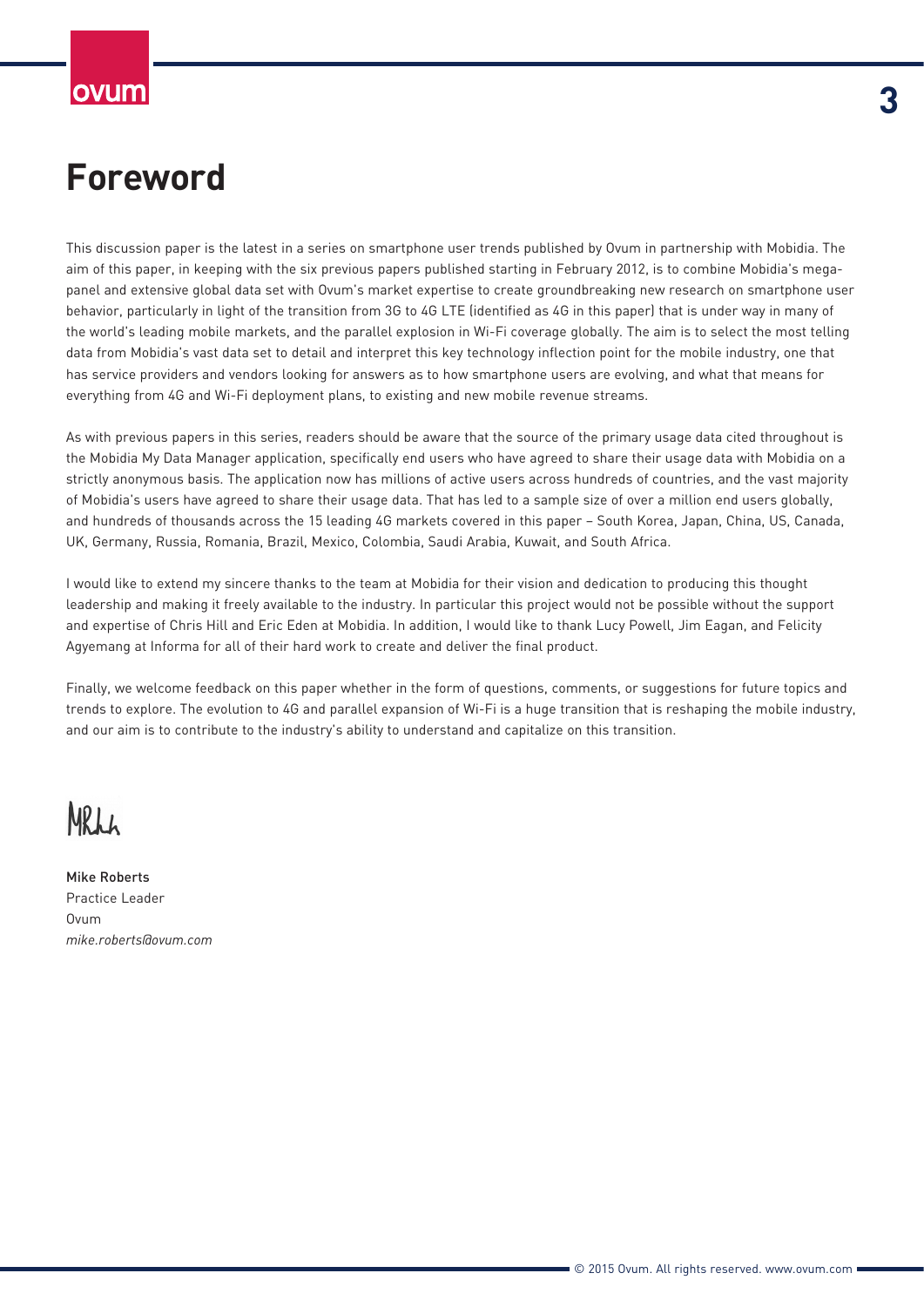# Foreword

This discussion paper is the latest in a series on smartphone user trends published by Ovum in partnership with Mobidia. The aim of this paper, in keeping with the six previous papers published starting in February 2012, is to combine Mobidia's mega-panel and extensive global data set with Ovum's market expertise to create groundbreaking new research on smartphone user behavior, particularly in light of the transition from 3G to 4G LTE (identified as 4G in this paper) that is under way in many of the world's leading mobile markets, and the parallel explosion in Wi-Fi coverage globally. The aim is to select the most telling data from Mobidia's vast data set to detail and interpret this key technology inflection point for the mobile industry, one that has service providers and vendors looking for answers as to how smartphone users are evolving, and what that means for everything from 4G and Wi-Fi deployment plans, to existing and new mobile revenue streams.

As with previous papers in this series, readers should be aware that the source of the primary usage data cited throughout is the Mobidia My Data Manager application, specifically end users who have agreed to share their usage data with Mobidia on a strictly anonymous basis. The application now has millions of active users across hundreds of countries, and the vast majority of Mobidia's users have agreed to share their usage data. That has led to a sample size of over a million end users globally, and hundreds of thousands across the 15 leading 4G markets covered in this paper – South Korea, Japan, China, US, Canada, UK, Germany, Russia, Romania, Brazil, Mexico, Colombia, Saudi Arabia, Kuwait, and South Africa.

I would like to extend my sincere thanks to the team at Mobidia for their vision and dedication to producing this thought leadership and making it freely available to the industry. In particular this project would not be possible without the support and expertise of Chris Hill and Eric Eden at Mobidia. In addition, I would like to thank Lucy Powell, Jim Eagan, and Felicity Agyemang at Informa for all of their hard work to create and deliver the final product.

Finally, we welcome feedback on this paper whether in the form of questions, comments, or suggestions for future topics and trends to explore. The evolution to 4G and parallel expansion of Wi-Fi is a huge transition that is reshaping the mobile industry, and our aim is to contribute to the industry's ability to understand and capitalize on this transition.

Mike Roberts  
Practice Leader  
Ovum  
*mike.roberts@ovum.com*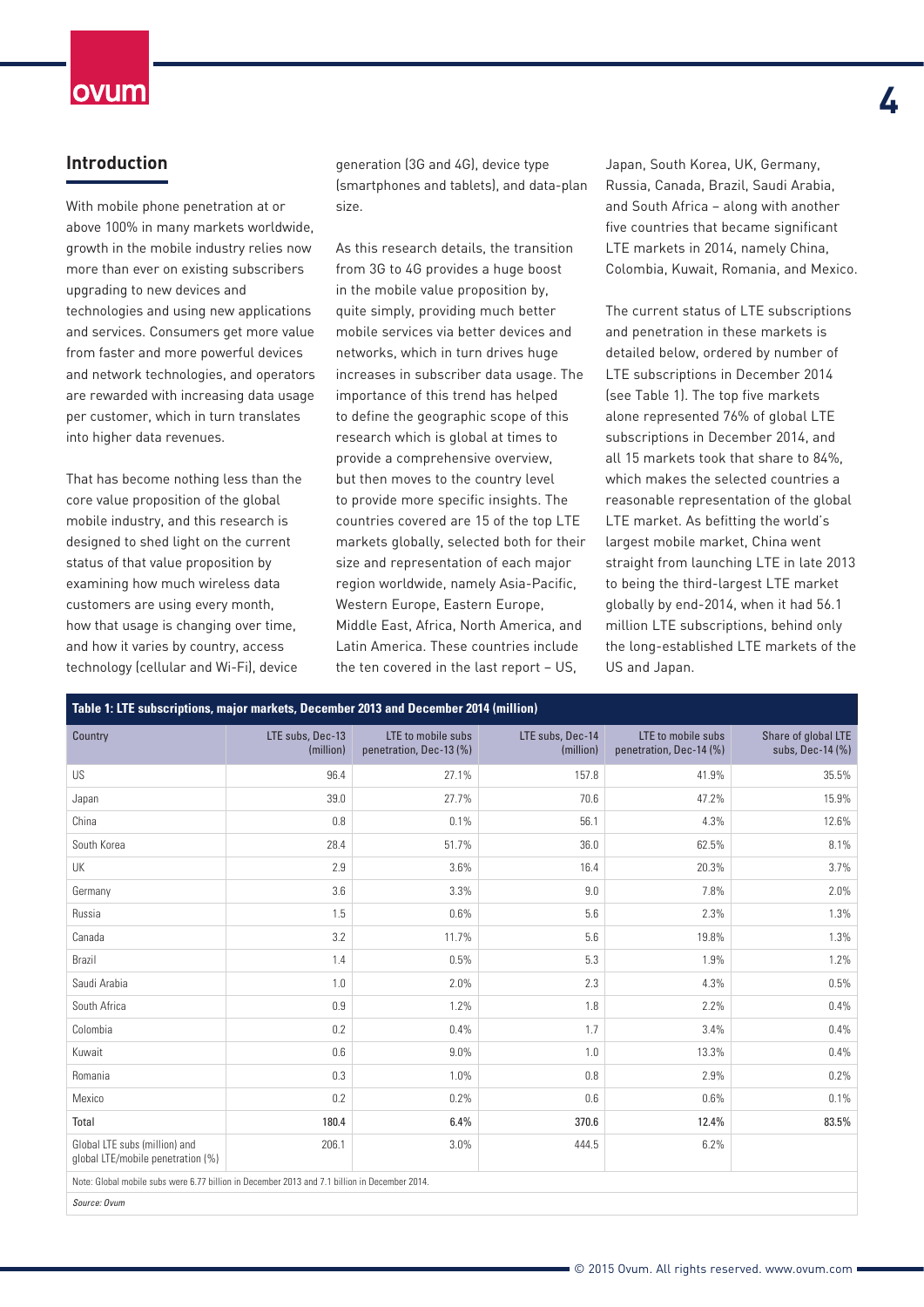## Introduction

With mobile phone penetration at or above 100% in many markets worldwide, growth in the mobile industry relies now more than ever on existing subscribers upgrading to new devices and technologies and using new applications and services. Consumers get more value from faster and more powerful devices and network technologies, and operators are rewarded with increasing data usage per customer, which in turn translates into higher data revenues.

That has become nothing less than the core value proposition of the global mobile industry, and this research is designed to shed light on the current status of that value proposition by examining how much wireless data customers are using every month, how that usage is changing over time, and how it varies by country, access technology (cellular and Wi-Fi), device generation (3G and 4G), device type (smartphones and tablets), and data-plan size.

As this research details, the transition from 3G to 4G provides a huge boost in the mobile value proposition by, quite simply, providing much better mobile services via better devices and networks, which in turn drives huge increases in subscriber data usage. The importance of this trend has helped to define the geographic scope of this research which is global at times to provide a comprehensive overview, but then moves to the country level to provide more specific insights. The countries covered are 15 of the top LTE markets globally, selected both for their size and representation of each major region worldwide, namely Asia-Pacific, Western Europe, Eastern Europe, Middle East, Africa, North America, and Latin America. These countries include the ten covered in the last report – US, Japan, South Korea, UK, Germany, Russia, Canada, Brazil, Saudi Arabia, and South Africa – along with another five countries that became significant LTE markets in 2014, namely China, Colombia, Kuwait, Romania, and Mexico.

The current status of LTE subscriptions and penetration in these markets is detailed below, ordered by number of LTE subscriptions in December 2014 (see Table 1). The top five markets alone represented 76% of global LTE subscriptions in December 2014, and all 15 markets took that share to 84%, which makes the selected countries a reasonable representation of the global LTE market. As befitting the world's largest mobile market, China went straight from launching LTE in late 2013 to being the third-largest LTE market globally by end-2014, when it had 56.1 million LTE subscriptions, behind only the long-established LTE markets of the US and Japan.

**Table 1: LTE subscriptions, major markets, December 2013 and December 2014 (million)**

| Country | LTE subs, Dec-13 (million) | LTE to mobile subs penetration, Dec-13 (%) | LTE subs, Dec-14 (million) | LTE to mobile subs penetration, Dec-14 (%) | Share of global LTE subs, Dec-14 (%) |
|---|---|---|---|---|---|
| US | 96.4 | 27.1% | 157.8 | 41.9% | 35.5% |
| Japan | 39.0 | 27.7% | 70.6 | 47.2% | 15.9% |
| China | 0.8 | 0.1% | 56.1 | 4.3% | 12.6% |
| South Korea | 28.4 | 51.7% | 36.0 | 62.5% | 8.1% |
| UK | 2.9 | 3.6% | 16.4 | 20.3% | 3.7% |
| Germany | 3.6 | 3.3% | 9.0 | 7.8% | 2.0% |
| Russia | 1.5 | 0.6% | 5.6 | 2.3% | 1.3% |
| Canada | 3.2 | 11.7% | 5.6 | 19.8% | 1.3% |
| Brazil | 1.4 | 0.5% | 5.3 | 1.9% | 1.2% |
| Saudi Arabia | 1.0 | 2.0% | 2.3 | 4.3% | 0.5% |
| South Africa | 0.9 | 1.2% | 1.8 | 2.2% | 0.4% |
| Colombia | 0.2 | 0.4% | 1.7 | 3.4% | 0.4% |
| Kuwait | 0.6 | 9.0% | 1.0 | 13.3% | 0.4% |
| Romania | 0.3 | 1.0% | 0.8 | 2.9% | 0.2% |
| Mexico | 0.2 | 0.2% | 0.6 | 0.6% | 0.1% |
| **Total** | **180.4** | **6.4%** | **370.6** | **12.4%** | **83.5%** |
| Global LTE subs (million) and global LTE/mobile penetration (%) | 206.1 | 3.0% | 444.5 | 6.2% | |

Note: Global mobile subs were 6.77 billion in December 2013 and 7.1 billion in December 2014.

*Source: Ovum*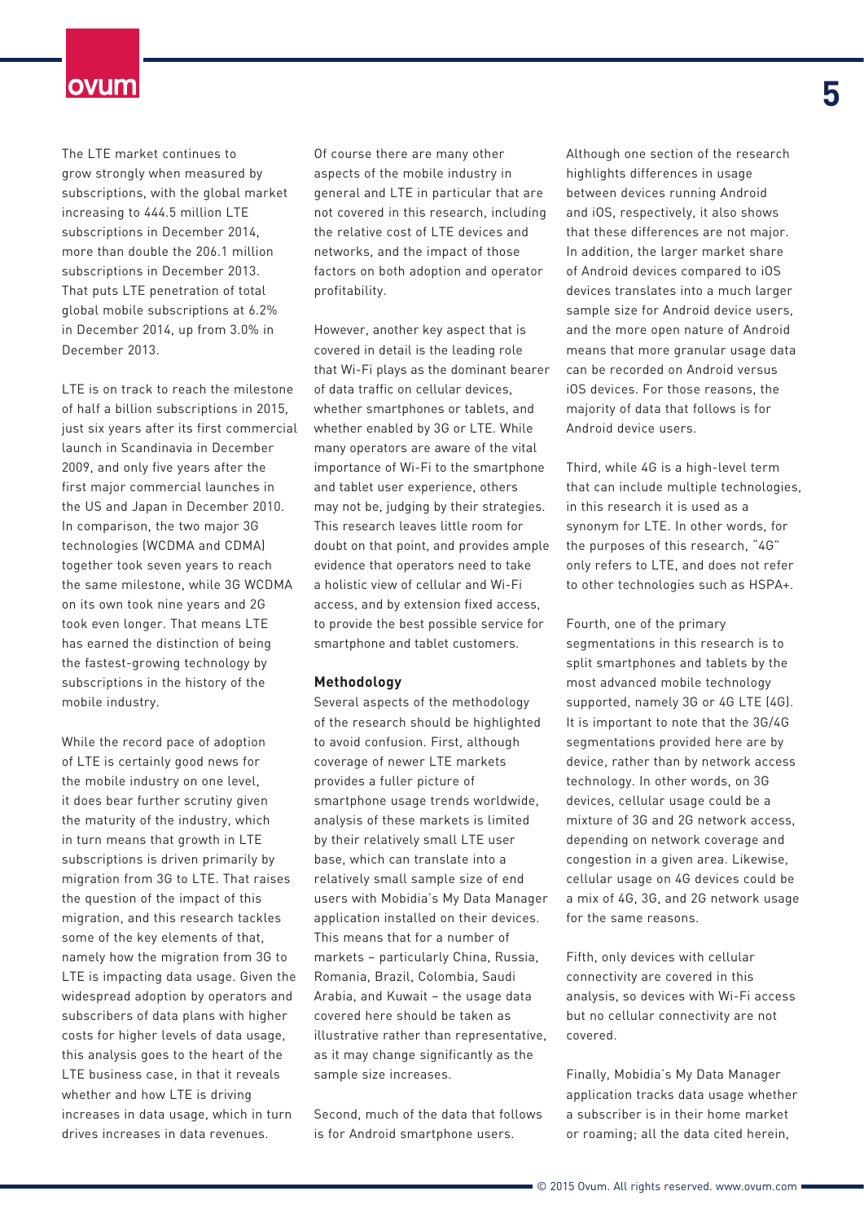The LTE market continues to grow strongly when measured by subscriptions, with the global market increasing to 444.5 million LTE subscriptions in December 2014, more than double the 206.1 million subscriptions in December 2013. That puts LTE penetration of total global mobile subscriptions at 6.2% in December 2014, up from 3.0% in December 2013.

LTE is on track to reach the milestone of half a billion subscriptions in 2015, just six years after its first commercial launch in Scandinavia in December 2009, and only five years after the first major commercial launches in the US and Japan in December 2010. In comparison, the two major 3G technologies (WCDMA and CDMA) together took seven years to reach the same milestone, while 3G WCDMA on its own took nine years and 2G took even longer. That means LTE has earned the distinction of being the fastest-growing technology by subscriptions in the history of the mobile industry.

While the record pace of adoption of LTE is certainly good news for the mobile industry on one level, it does bear further scrutiny given the maturity of the industry, which in turn means that growth in LTE subscriptions is driven primarily by migration from 3G to LTE. That raises the question of the impact of this migration, and this research tackles some of the key elements of that, namely how the migration from 3G to LTE is impacting data usage. Given the widespread adoption by operators and subscribers of data plans with higher costs for higher levels of data usage, this analysis goes to the heart of the LTE business case, in that it reveals whether and how LTE is driving increases in data usage, which in turn drives increases in data revenues.

Of course there are many other aspects of the mobile industry in general and LTE in particular that are not covered in this research, including the relative cost of LTE devices and networks, and the impact of those factors on both adoption and operator profitability.

However, another key aspect that is covered in detail is the leading role that Wi-Fi plays as the dominant bearer of data traffic on cellular devices, whether smartphones or tablets, and whether enabled by 3G or LTE. While many operators are aware of the vital importance of Wi-Fi to the smartphone and tablet user experience, others may not be, judging by their strategies. This research leaves little room for doubt on that point, and provides ample evidence that operators need to take a holistic view of cellular and Wi-Fi access, and by extension fixed access, to provide the best possible service for smartphone and tablet customers.

**Methodology**

Several aspects of the methodology of the research should be highlighted to avoid confusion. First, although coverage of newer LTE markets provides a fuller picture of smartphone usage trends worldwide, analysis of these markets is limited by their relatively small LTE user base, which can translate into a relatively small sample size of end users with Mobidia's My Data Manager application installed on their devices. This means that for a number of markets – particularly China, Russia, Romania, Brazil, Colombia, Saudi Arabia, and Kuwait – the usage data covered here should be taken as illustrative rather than representative, as it may change significantly as the sample size increases.

Second, much of the data that follows is for Android smartphone users. Although one section of the research highlights differences in usage between devices running Android and iOS, respectively, it also shows that these differences are not major. In addition, the larger market share of Android devices compared to iOS devices translates into a much larger sample size for Android device users, and the more open nature of Android means that more granular usage data can be recorded on Android versus iOS devices. For those reasons, the majority of data that follows is for Android device users.

Third, while 4G is a high-level term that can include multiple technologies, in this research it is used as a synonym for LTE. In other words, for the purposes of this research, "4G" only refers to LTE, and does not refer to other technologies such as HSPA+.

Fourth, one of the primary segmentations in this research is to split smartphones and tablets by the most advanced mobile technology supported, namely 3G or 4G LTE (4G). It is important to note that the 3G/4G segmentations provided here are by device, rather than by network access technology. In other words, on 3G devices, cellular usage could be a mixture of 3G and 2G network access, depending on network coverage and congestion in a given area. Likewise, cellular usage on 4G devices could be a mix of 4G, 3G, and 2G network usage for the same reasons.

Fifth, only devices with cellular connectivity are covered in this analysis, so devices with Wi-Fi access but no cellular connectivity are not covered.

Finally, Mobidia's My Data Manager application tracks data usage whether a subscriber is in their home market or roaming; all the data cited herein,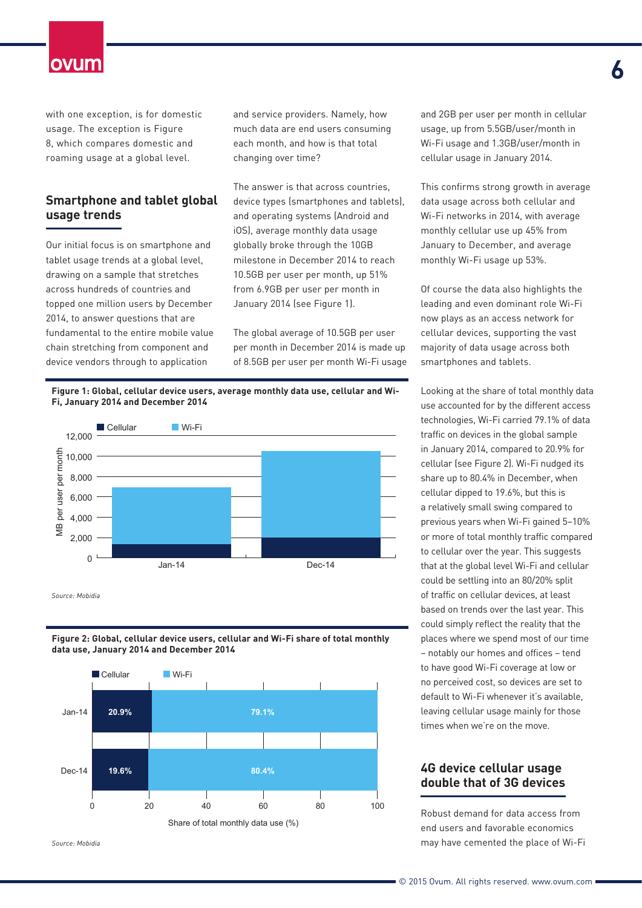with one exception, is for domestic usage. The exception is Figure 8, which compares domestic and roaming usage at a global level.

## Smartphone and tablet global usage trends

Our initial focus is on smartphone and tablet usage trends at a global level, drawing on a sample that stretches across hundreds of countries and topped one million users by December 2014, to answer questions that are fundamental to the entire mobile value chain stretching from component and device vendors through to application and service providers. Namely, how much data are end users consuming each month, and how is that total changing over time?

The answer is that across countries, device types (smartphones and tablets), and operating systems (Android and iOS), average monthly data usage globally broke through the 10GB milestone in December 2014 to reach 10.5GB per user per month, up 51% from 6.9GB per user per month in January 2014 (see Figure 1).

The global average of 10.5GB per user per month in December 2014 is made up of 8.5GB per user per month Wi-Fi usage and 2GB per user per month in cellular usage, up from 5.5GB/user/month in Wi-Fi usage and 1.3GB/user/month in cellular usage in January 2014.

This confirms strong growth in average data usage across both cellular and Wi-Fi networks in 2014, with average monthly cellular use up 45% from January to December, and average monthly Wi-Fi usage up 53%.

Of course the data also highlights the leading and even dominant role Wi-Fi now plays as an access network for cellular devices, supporting the vast majority of data usage across both smartphones and tablets.

**Figure 1: Global, cellular device users, average monthly data use, cellular and Wi-Fi, January 2014 and December 2014**

*Source: Mobidia*

**Figure 2: Global, cellular device users, cellular and Wi-Fi share of total monthly data use, January 2014 and December 2014**

| | Cellular | Wi-Fi |
|---|---|---|
| Jan-14 | 20.9% | 79.1% |
| Dec-14 | 19.6% | 80.4% |

*Source: Mobidia*

Looking at the share of total monthly data use accounted for by the different access technologies, Wi-Fi carried 79.1% of data traffic on devices in the global sample in January 2014, compared to 20.9% for cellular (see Figure 2). Wi-Fi nudged its share up to 80.4% in December, when cellular dipped to 19.6%, but this is a relatively small swing compared to previous years when Wi-Fi gained 5–10% or more of total monthly traffic compared to cellular over the year. This suggests that at the global level Wi-Fi and cellular could be settling into an 80/20% split of traffic on cellular devices, at least based on trends over the last year. This could simply reflect the reality that the places where we spend most of our time – notably our homes and offices – tend to have good Wi-Fi coverage at low or no perceived cost, so devices are set to default to Wi-Fi whenever it's available, leaving cellular usage mainly for those times when we're on the move.

## 4G device cellular usage double that of 3G devices

Robust demand for data access from end users and favorable economics may have cemented the place of Wi-Fi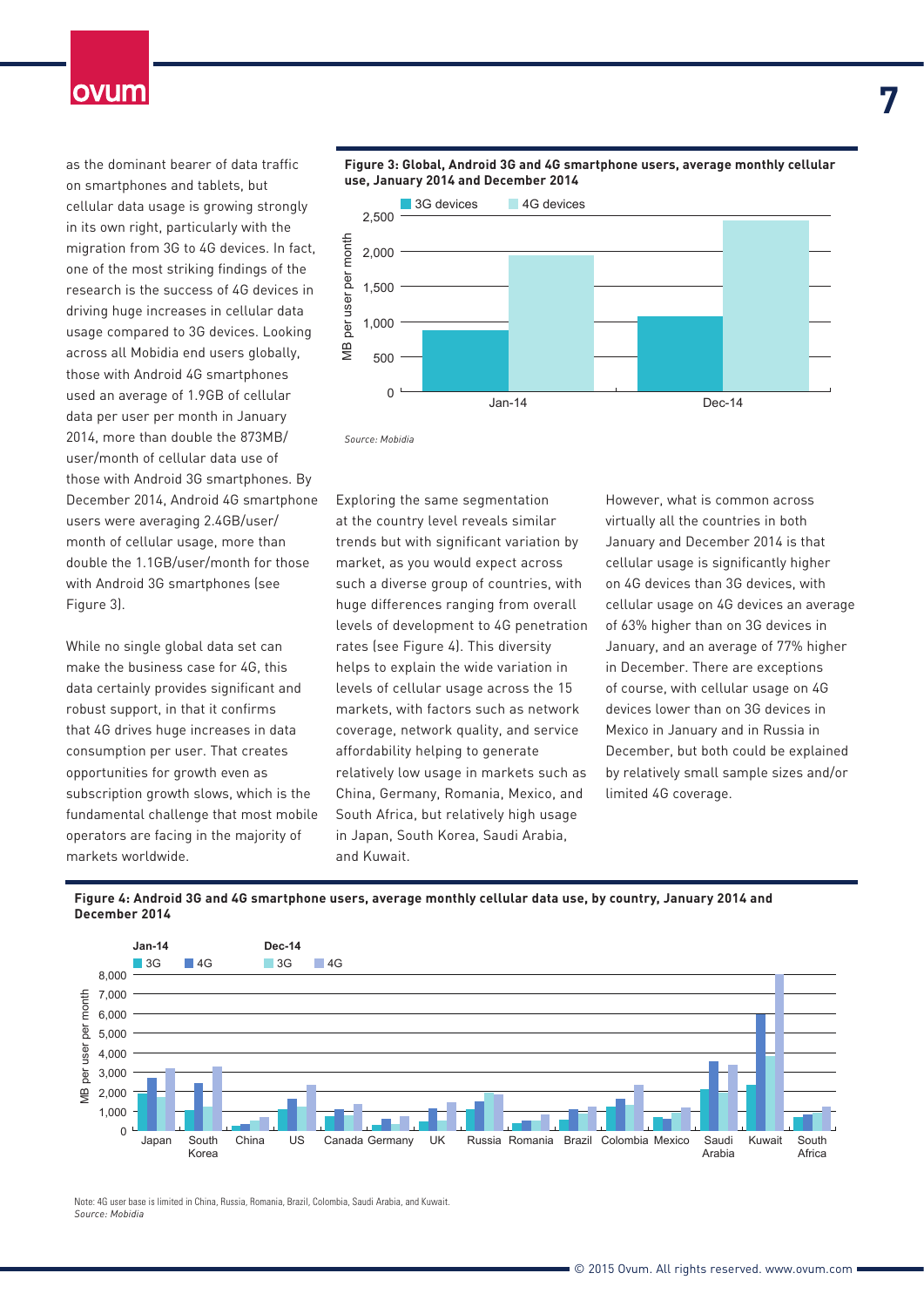as the dominant bearer of data traffic on smartphones and tablets, but cellular data usage is growing strongly in its own right, particularly with the migration from 3G to 4G devices. In fact, one of the most striking findings of the research is the success of 4G devices in driving huge increases in cellular data usage compared to 3G devices. Looking across all Mobidia end users globally, those with Android 4G smartphones used an average of 1.9GB of cellular data per user per month in January 2014, more than double the 873MB/user/month of cellular data use of those with Android 3G smartphones. By December 2014, Android 4G smartphone users were averaging 2.4GB/user/month of cellular usage, more than double the 1.1GB/user/month for those with Android 3G smartphones (see Figure 3).

While no single global data set can make the business case for 4G, this data certainly provides significant and robust support, in that it confirms that 4G drives huge increases in data consumption per user. That creates opportunities for growth even as subscription growth slows, which is the fundamental challenge that most mobile operators are facing in the majority of markets worldwide.

**Figure 3: Global, Android 3G and 4G smartphone users, average monthly cellular use, January 2014 and December 2014**

*Source: Mobidia*

Exploring the same segmentation at the country level reveals similar trends but with significant variation by market, as you would expect across such a diverse group of countries, with huge differences ranging from overall levels of development to 4G penetration rates (see Figure 4). This diversity helps to explain the wide variation in levels of cellular usage across the 15 markets, with factors such as network coverage, network quality, and service affordability helping to generate relatively low usage in markets such as China, Germany, Romania, Mexico, and South Africa, but relatively high usage in Japan, South Korea, Saudi Arabia, and Kuwait.

However, what is common across virtually all the countries in both January and December 2014 is that cellular usage is significantly higher on 4G devices than 3G devices, with cellular usage on 4G devices an average of 63% higher than on 3G devices in January, and an average of 77% higher in December. There are exceptions of course, with cellular usage on 4G devices lower than on 3G devices in Mexico in January and in Russia in December, but both could be explained by relatively small sample sizes and/or limited 4G coverage.

**Figure 4: Android 3G and 4G smartphone users, average monthly cellular data use, by country, January 2014 and December 2014**

Note: 4G user base is limited in China, Russia, Romania, Brazil, Colombia, Saudi Arabia, and Kuwait.
*Source: Mobidia*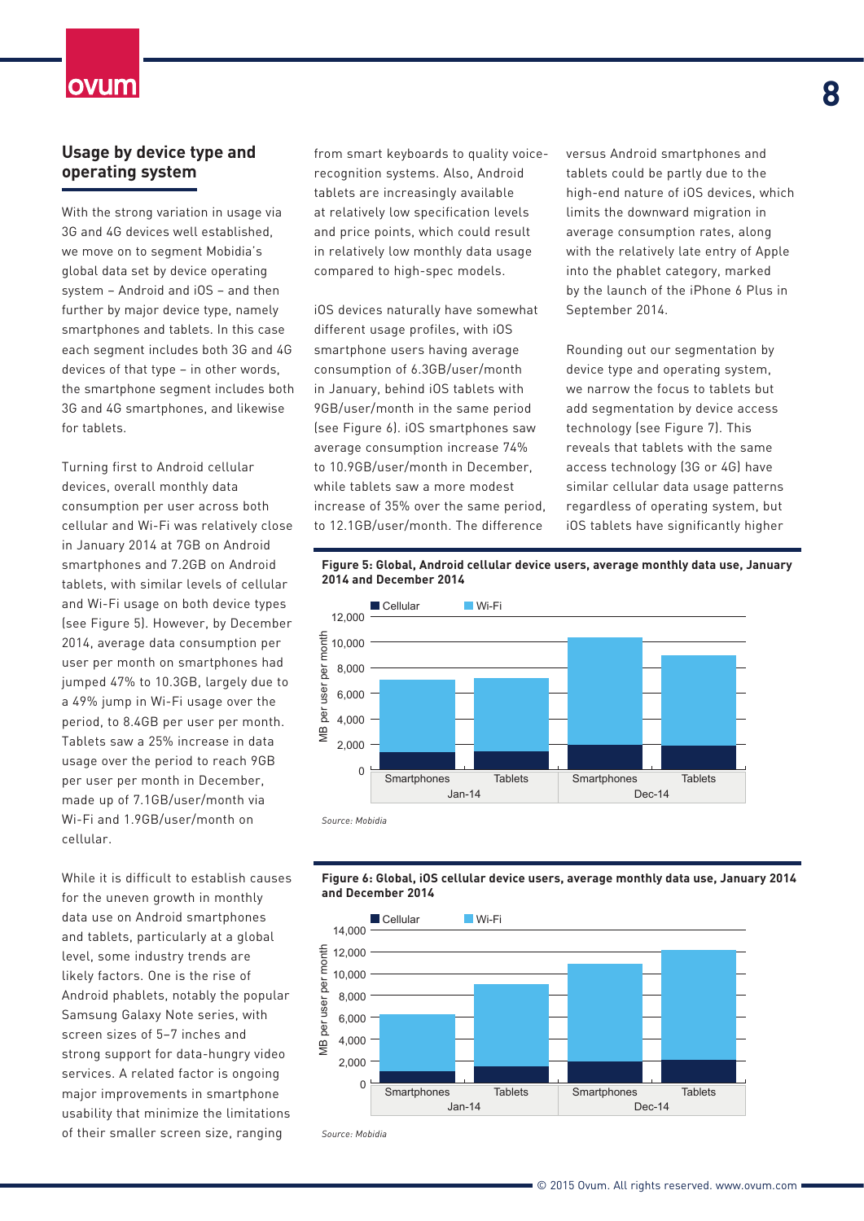## Usage by device type and operating system

With the strong variation in usage via 3G and 4G devices well established, we move on to segment Mobidia's global data set by device operating system – Android and iOS – and then further by major device type, namely smartphones and tablets. In this case each segment includes both 3G and 4G devices of that type – in other words, the smartphone segment includes both 3G and 4G smartphones, and likewise for tablets.

Turning first to Android cellular devices, overall monthly data consumption per user across both cellular and Wi-Fi was relatively close in January 2014 at 7GB on Android smartphones and 7.2GB on Android tablets, with similar levels of cellular and Wi-Fi usage on both device types (see Figure 5). However, by December 2014, average data consumption per user per month on smartphones had jumped 47% to 10.3GB, largely due to a 49% jump in Wi-Fi usage over the period, to 8.4GB per user per month. Tablets saw a 25% increase in data usage over the period to reach 9GB per user per month in December, made up of 7.1GB/user/month via Wi-Fi and 1.9GB/user/month on cellular.

While it is difficult to establish causes for the uneven growth in monthly data use on Android smartphones and tablets, particularly at a global level, some industry trends are likely factors. One is the rise of Android phablets, notably the popular Samsung Galaxy Note series, with screen sizes of 5–7 inches and strong support for data-hungry video services. A related factor is ongoing major improvements in smartphone usability that minimize the limitations of their smaller screen size, ranging from smart keyboards to quality voice-recognition systems. Also, Android tablets are increasingly available at relatively low specification levels and price points, which could result in relatively low monthly data usage compared to high-spec models.

iOS devices naturally have somewhat different usage profiles, with iOS smartphone users having average consumption of 6.3GB/user/month in January, behind iOS tablets with 9GB/user/month in the same period (see Figure 6). iOS smartphones saw average consumption increase 74% to 10.9GB/user/month in December, while tablets saw a more modest increase of 35% over the same period, to 12.1GB/user/month. The difference versus Android smartphones and tablets could be partly due to the high-end nature of iOS devices, which limits the downward migration in average consumption rates, along with the relatively late entry of Apple into the phablet category, marked by the launch of the iPhone 6 Plus in September 2014.

Rounding out our segmentation by device type and operating system, we narrow the focus to tablets but add segmentation by device access technology (see Figure 7). This reveals that tablets with the same access technology (3G or 4G) have similar cellular data usage patterns regardless of operating system, but iOS tablets have significantly higher

**Figure 5: Global, Android cellular device users, average monthly data use, January 2014 and December 2014**

*Source: Mobidia*

**Figure 6: Global, iOS cellular device users, average monthly data use, January 2014 and December 2014**

*Source: Mobidia*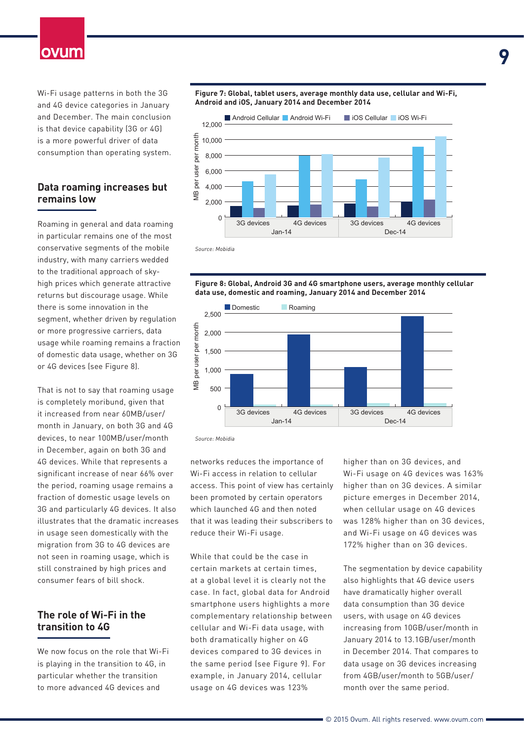Wi-Fi usage patterns in both the 3G and 4G device categories in January and December. The main conclusion is that device capability (3G or 4G) is a more powerful driver of data consumption than operating system.

## Data roaming increases but remains low

Roaming in general and data roaming in particular remains one of the most conservative segments of the mobile industry, with many carriers wedded to the traditional approach of sky-high prices which generate attractive returns but discourage usage. While there is some innovation in the segment, whether driven by regulation or more progressive carriers, data usage while roaming remains a fraction of domestic data usage, whether on 3G or 4G devices (see Figure 8).

That is not to say that roaming usage is completely moribund, given that it increased from near 60MB/user/month in January, on both 3G and 4G devices, to near 100MB/user/month in December, again on both 3G and 4G devices. While that represents a significant increase of near 66% over the period, roaming usage remains a fraction of domestic usage levels on 3G and particularly 4G devices. It also illustrates that the dramatic increases in usage seen domestically with the migration from 3G to 4G devices are not seen in roaming usage, which is still constrained by high prices and consumer fears of bill shock.

## The role of Wi-Fi in the transition to 4G

We now focus on the role that Wi-Fi is playing in the transition to 4G, in particular whether the transition to more advanced 4G devices and

**Figure 7: Global, tablet users, average monthly data use, cellular and Wi-Fi, Android and iOS, January 2014 and December 2014**

*Source: Mobidia*

**Figure 8: Global, Android 3G and 4G smartphone users, average monthly cellular data use, domestic and roaming, January 2014 and December 2014**

*Source: Mobidia*

networks reduces the importance of Wi-Fi access in relation to cellular access. This point of view has certainly been promoted by certain operators which launched 4G and then noted that it was leading their subscribers to reduce their Wi-Fi usage.

While that could be the case in certain markets at certain times, at a global level it is clearly not the case. In fact, global data for Android smartphone users highlights a more complementary relationship between cellular and Wi-Fi data usage, with both dramatically higher on 4G devices compared to 3G devices in the same period (see Figure 9). For example, in January 2014, cellular usage on 4G devices was 123% higher than on 3G devices, and Wi-Fi usage on 4G devices was 163% higher than on 3G devices. A similar picture emerges in December 2014, when cellular usage on 4G devices was 128% higher than on 3G devices, and Wi-Fi usage on 4G devices was 172% higher than on 3G devices.

The segmentation by device capability also highlights that 4G device users have dramatically higher overall data consumption than 3G device users, with usage on 4G devices increasing from 10GB/user/month in January 2014 to 13.1GB/user/month in December 2014. That compares to data usage on 3G devices increasing from 4GB/user/month to 5GB/user/month over the same period.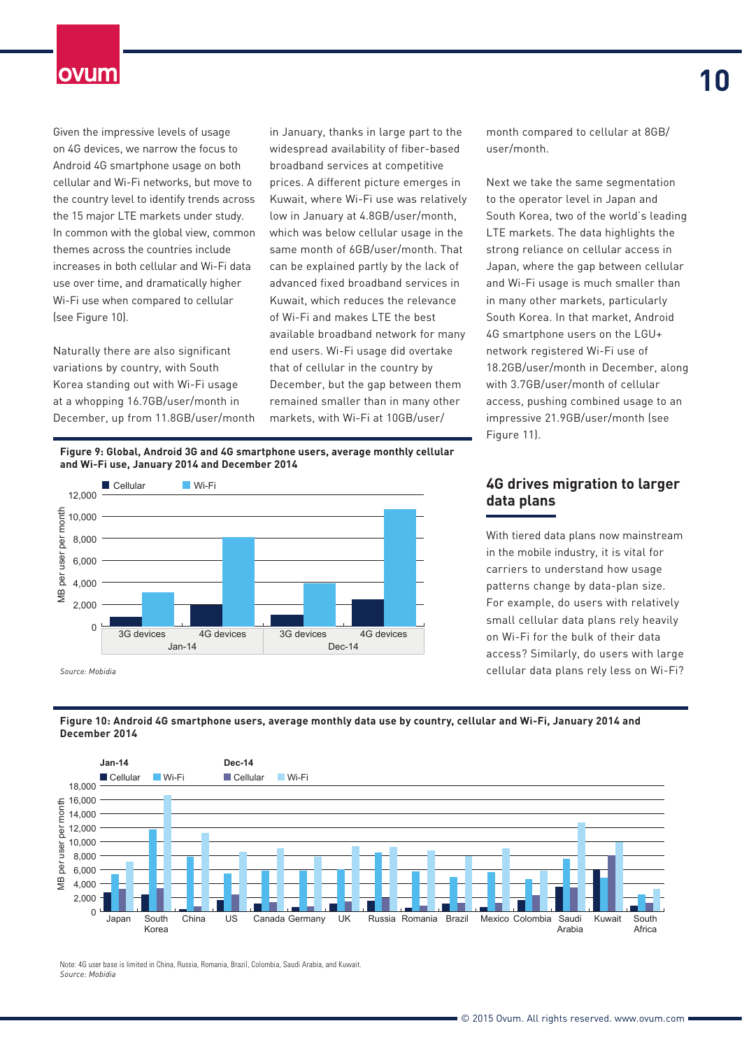Given the impressive levels of usage on 4G devices, we narrow the focus to Android 4G smartphone usage on both cellular and Wi-Fi networks, but move to the country level to identify trends across the 15 major LTE markets under study. In common with the global view, common themes across the countries include increases in both cellular and Wi-Fi data use over time, and dramatically higher Wi-Fi use when compared to cellular (see Figure 10).

Naturally there are also significant variations by country, with South Korea standing out with Wi-Fi usage at a whopping 16.7GB/user/month in December, up from 11.8GB/user/month in January, thanks in large part to the widespread availability of fiber-based broadband services at competitive prices. A different picture emerges in Kuwait, where Wi-Fi use was relatively low in January at 4.8GB/user/month, which was below cellular usage in the same month of 6GB/user/month. That can be explained partly by the lack of advanced fixed broadband services in Kuwait, which reduces the relevance of Wi-Fi and makes LTE the best available broadband network for many end users. Wi-Fi usage did overtake that of cellular in the country by December, but the gap between them remained smaller than in many other markets, with Wi-Fi at 10GB/user/month compared to cellular at 8GB/user/month.

Next we take the same segmentation to the operator level in Japan and South Korea, two of the world's leading LTE markets. The data highlights the strong reliance on cellular access in Japan, where the gap between cellular and Wi-Fi usage is much smaller than in many other markets, particularly South Korea. In that market, Android 4G smartphone users on the LGU+ network registered Wi-Fi use of 18.2GB/user/month in December, along with 3.7GB/user/month of cellular access, pushing combined usage to an impressive 21.9GB/user/month (see Figure 11).

**Figure 9: Global, Android 3G and 4G smartphone users, average monthly cellular and Wi-Fi use, January 2014 and December 2014**

*Source: Mobidia*

## 4G drives migration to larger data plans

With tiered data plans now mainstream in the mobile industry, it is vital for carriers to understand how usage patterns change by data-plan size. For example, do users with relatively small cellular data plans rely heavily on Wi-Fi for the bulk of their data access? Similarly, do users with large cellular data plans rely less on Wi-Fi?

**Figure 10: Android 4G smartphone users, average monthly data use by country, cellular and Wi-Fi, January 2014 and December 2014**

Note: 4G user base is limited in China, Russia, Romania, Brazil, Colombia, Saudi Arabia, and Kuwait.
*Source: Mobidia*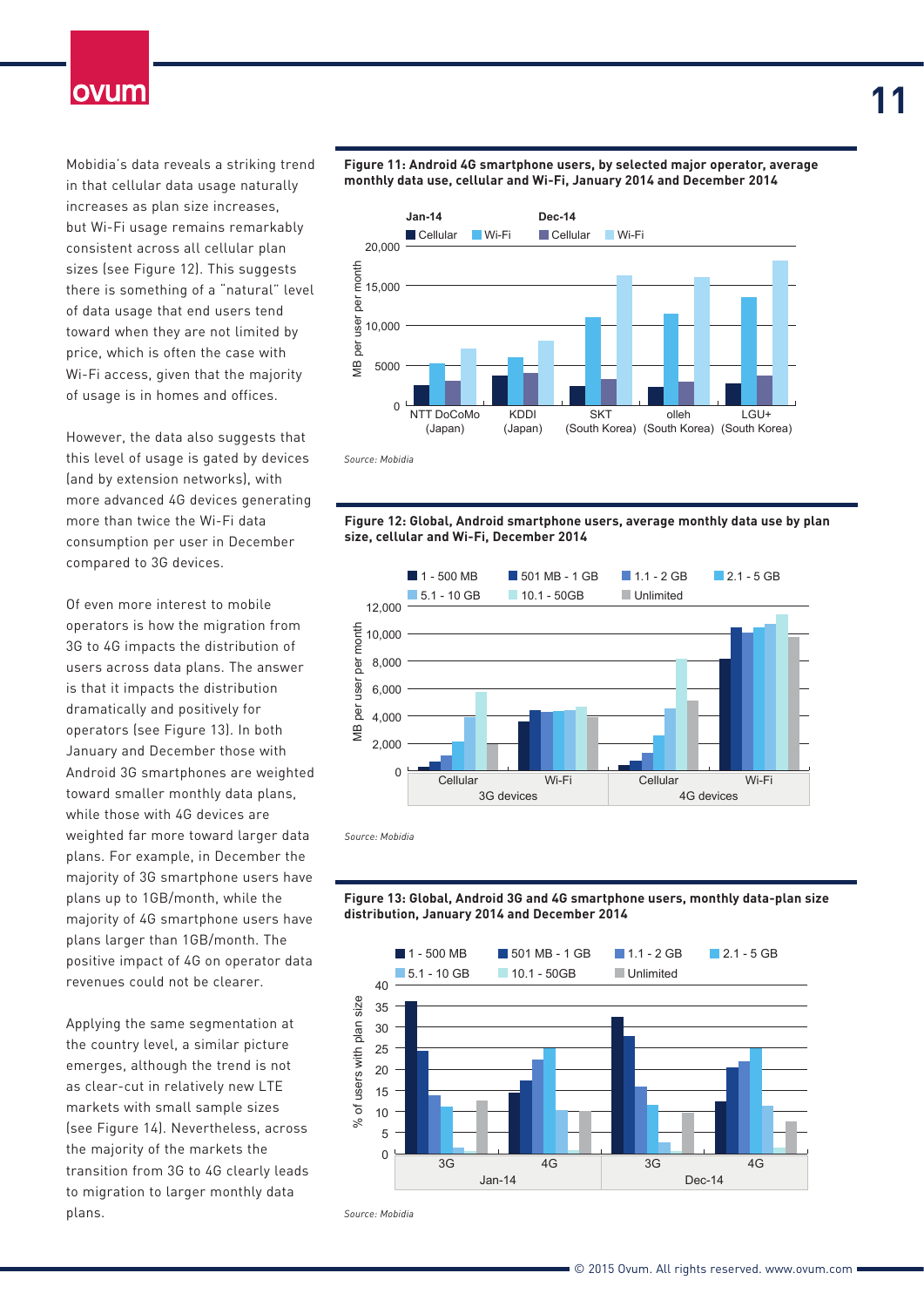Mobidia's data reveals a striking trend in that cellular data usage naturally increases as plan size increases, but Wi-Fi usage remains remarkably consistent across all cellular plan sizes (see Figure 12). This suggests there is something of a "natural" level of data usage that end users tend toward when they are not limited by price, which is often the case with Wi-Fi access, given that the majority of usage is in homes and offices.

However, the data also suggests that this level of usage is gated by devices (and by extension networks), with more advanced 4G devices generating more than twice the Wi-Fi data consumption per user in December compared to 3G devices.

Of even more interest to mobile operators is how the migration from 3G to 4G impacts the distribution of users across data plans. The answer is that it impacts the distribution dramatically and positively for operators (see Figure 13). In both January and December those with Android 3G smartphones are weighted toward smaller monthly data plans, while those with 4G devices are weighted far more toward larger data plans. For example, in December the majority of 3G smartphone users have plans up to 1GB/month, while the majority of 4G smartphone users have plans larger than 1GB/month. The positive impact of 4G on operator data revenues could not be clearer.

Applying the same segmentation at the country level, a similar picture emerges, although the trend is not as clear-cut in relatively new LTE markets with small sample sizes (see Figure 14). Nevertheless, across the majority of the markets the transition from 3G to 4G clearly leads to migration to larger monthly data plans.

**Figure 11: Android 4G smartphone users, by selected major operator, average monthly data use, cellular and Wi-Fi, January 2014 and December 2014**

Source: Mobidia

**Figure 12: Global, Android smartphone users, average monthly data use by plan size, cellular and Wi-Fi, December 2014**

Source: Mobidia

**Figure 13: Global, Android 3G and 4G smartphone users, monthly data-plan size distribution, January 2014 and December 2014**

Source: Mobidia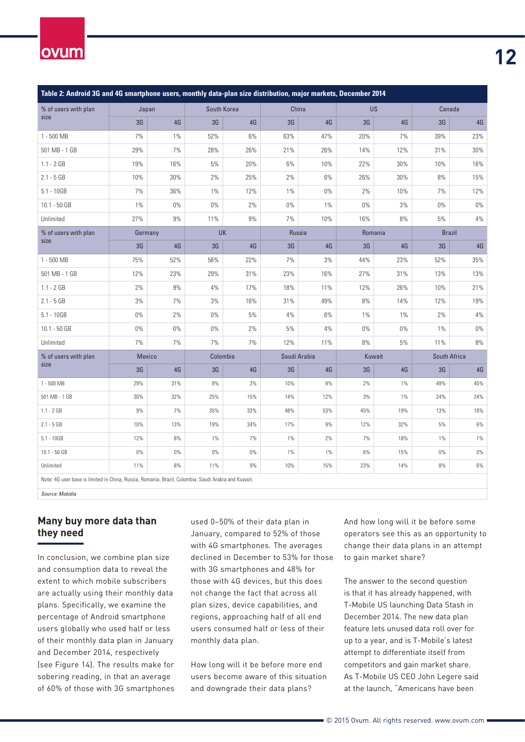**Table 2: Android 3G and 4G smartphone users, monthly data-plan size distribution, major markets, December 2014**

| % of users with plan size | Japan | | South Korea | | China | | US | | Canada | |
|---|---|---|---|---|---|---|---|---|---|---|
| | 3G | 4G | 3G | 4G | 3G | 4G | 3G | 4G | 3G | 4G |
| 1 - 500 MB | 7% | 1% | 52% | 6% | 63% | 47% | 20% | 7% | 39% | 23% |
| 501 MB - 1 GB | 29% | 7% | 28% | 26% | 21% | 26% | 14% | 12% | 31% | 30% |
| 1.1 - 2 GB | 19% | 16% | 5% | 20% | 6% | 10% | 22% | 30% | 10% | 16% |
| 2.1 - 5 GB | 10% | 30% | 2% | 25% | 2% | 6% | 26% | 30% | 8% | 15% |
| 5.1 - 10GB | 7% | 36% | 1% | 12% | 1% | 0% | 2% | 10% | 7% | 12% |
| 10.1 - 50 GB | 1% | 0% | 0% | 2% | 0% | 1% | 0% | 3% | 0% | 0% |
| Unlimited | 27% | 9% | 11% | 9% | 7% | 10% | 16% | 8% | 5% | 4% |
| **% of users with plan size** | **Germany** | | **UK** | | **Russia** | | **Romania** | | **Brazil** | |
| | 3G | 4G | 3G | 4G | 3G | 4G | 3G | 4G | 3G | 4G |
| 1 - 500 MB | 75% | 52% | 56% | 22% | 7% | 3% | 44% | 23% | 52% | 35% |
| 501 MB - 1 GB | 12% | 23% | 29% | 31% | 23% | 16% | 27% | 31% | 13% | 13% |
| 1.1 - 2 GB | 2% | 9% | 4% | 17% | 18% | 11% | 12% | 26% | 10% | 21% |
| 2.1 - 5 GB | 3% | 7% | 3% | 16% | 31% | 49% | 8% | 14% | 12% | 19% |
| 5.1 - 10GB | 0% | 2% | 0% | 5% | 4% | 6% | 1% | 1% | 2% | 4% |
| 10.1 - 50 GB | 0% | 0% | 0% | 2% | 5% | 4% | 0% | 0% | 1% | 0% |
| Unlimited | 7% | 7% | 7% | 7% | 12% | 11% | 8% | 5% | 11% | 8% |
| **% of users with plan size** | **Mexico** | | **Colombia** | | **Saudi Arabia** | | **Kuwait** | | **South Africa** | |
| | 3G | 4G | 3G | 4G | 3G | 4G | 3G | 4G | 3G | 4G |
| 1 - 500 MB | 29% | 31% | 9% | 3% | 10% | 9% | 2% | 1% | 49% | 45% |
| 501 MB - 1 GB | 30% | 32% | 25% | 15% | 14% | 12% | 3% | 1% | 24% | 24% |
| 1.1 - 2 GB | 9% | 7% | 35% | 33% | 48% | 53% | 45% | 19% | 13% | 18% |
| 2.1 - 5 GB | 10% | 13% | 19% | 34% | 17% | 9% | 12% | 32% | 5% | 6% |
| 5.1 - 10GB | 12% | 8% | 1% | 7% | 1% | 2% | 7% | 18% | 1% | 1% |
| 10.1 - 50 GB | 0% | 0% | 0% | 0% | 1% | 1% | 6% | 15% | 0% | 0% |
| Unlimited | 11% | 8% | 11% | 9% | 10% | 15% | 23% | 14% | 8% | 6% |

Note: 4G user base is limited in China, Russia, Romania, Brazil, Colombia, Saudi Arabia and Kuwait.

*Source: Mobidia*

## Many buy more data than they need

In conclusion, we combine plan size and consumption data to reveal the extent to which mobile subscribers are actually using their monthly data plans. Specifically, we examine the percentage of Android smartphone users globally who used half or less of their monthly data plan in January and December 2014, respectively (see Figure 14). The results make for sobering reading, in that an average of 60% of those with 3G smartphones used 0–50% of their data plan in January, compared to 52% of those with 4G smartphones. The averages declined in December to 53% for those with 3G smartphones and 48% for those with 4G devices, but this does not change the fact that across all plan sizes, device capabilities, and regions, approaching half of all end users consumed half or less of their monthly data plan.

How long will it be before more end users become aware of this situation and downgrade their data plans? And how long will it be before some operators see this as an opportunity to change their data plans in an attempt to gain market share?

The answer to the second question is that it has already happened, with T-Mobile US launching Data Stash in December 2014. The new data plan feature lets unused data roll over for up to a year, and is T-Mobile's latest attempt to differentiate itself from competitors and gain market share. As T-Mobile US CEO John Legere said at the launch, "Americans have been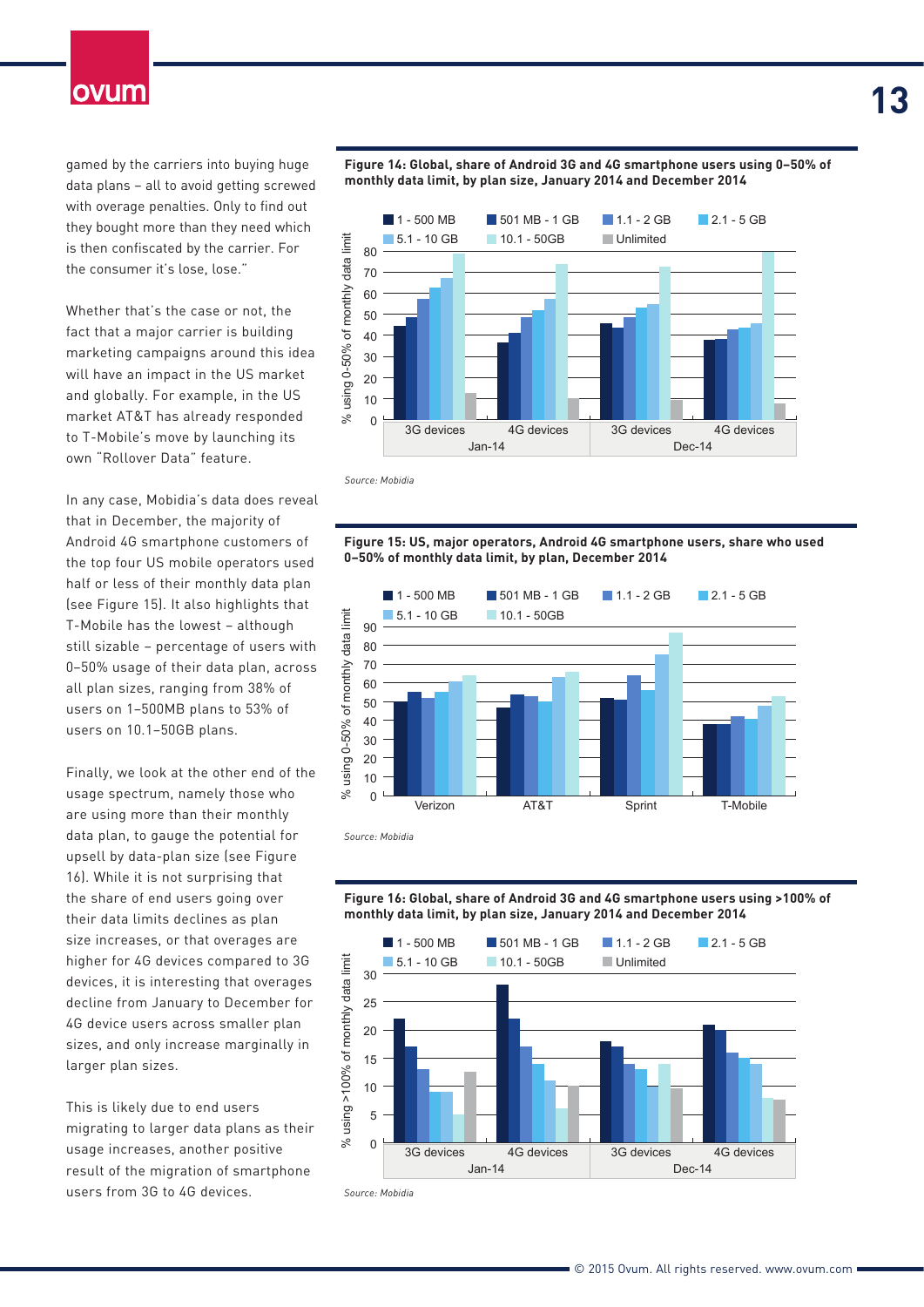gamed by the carriers into buying huge data plans – all to avoid getting screwed with overage penalties. Only to find out they bought more than they need which is then confiscated by the carrier. For the consumer it's lose, lose."

Whether that's the case or not, the fact that a major carrier is building marketing campaigns around this idea will have an impact in the US market and globally. For example, in the US market AT&T has already responded to T-Mobile's move by launching its own "Rollover Data" feature.

In any case, Mobidia's data does reveal that in December, the majority of Android 4G smartphone customers of the top four US mobile operators used half or less of their monthly data plan (see Figure 15). It also highlights that T-Mobile has the lowest – although still sizable – percentage of users with 0–50% usage of their data plan, across all plan sizes, ranging from 38% of users on 1–500MB plans to 53% of users on 10.1–50GB plans.

Finally, we look at the other end of the usage spectrum, namely those who are using more than their monthly data plan, to gauge the potential for upsell by data-plan size (see Figure 16). While it is not surprising that the share of end users going over their data limits declines as plan size increases, or that overages are higher for 4G devices compared to 3G devices, it is interesting that overages decline from January to December for 4G device users across smaller plan sizes, and only increase marginally in larger plan sizes.

This is likely due to end users migrating to larger data plans as their usage increases, another positive result of the migration of smartphone users from 3G to 4G devices.

**Figure 14: Global, share of Android 3G and 4G smartphone users using 0–50% of monthly data limit, by plan size, January 2014 and December 2014**

*Source: Mobidia*

**Figure 15: US, major operators, Android 4G smartphone users, share who used 0–50% of monthly data limit, by plan, December 2014**

*Source: Mobidia*

**Figure 16: Global, share of Android 3G and 4G smartphone users using >100% of monthly data limit, by plan size, January 2014 and December 2014**

*Source: Mobidia*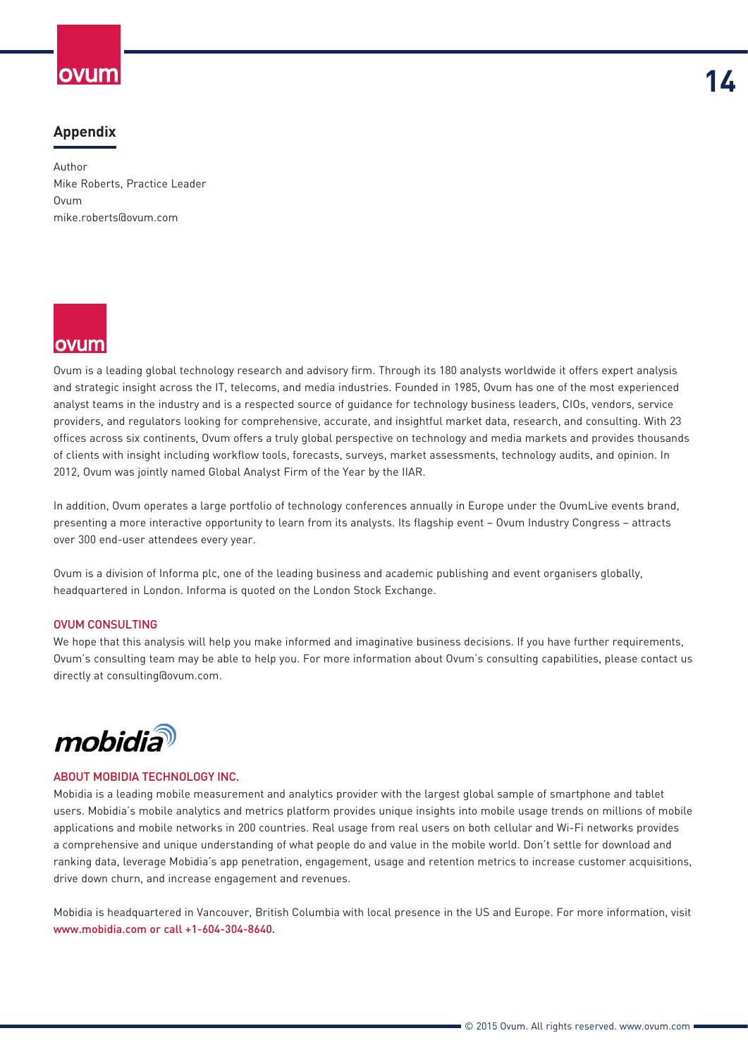## Appendix

Author
Mike Roberts, Practice Leader
Ovum
mike.roberts@ovum.com

Ovum is a leading global technology research and advisory firm. Through its 180 analysts worldwide it offers expert analysis and strategic insight across the IT, telecoms, and media industries. Founded in 1985, Ovum has one of the most experienced analyst teams in the industry and is a respected source of guidance for technology business leaders, CIOs, vendors, service providers, and regulators looking for comprehensive, accurate, and insightful market data, research, and consulting. With 23 offices across six continents, Ovum offers a truly global perspective on technology and media markets and provides thousands of clients with insight including workflow tools, forecasts, surveys, market assessments, technology audits, and opinion. In 2012, Ovum was jointly named Global Analyst Firm of the Year by the IIAR.

In addition, Ovum operates a large portfolio of technology conferences annually in Europe under the OvumLive events brand, presenting a more interactive opportunity to learn from its analysts. Its flagship event – Ovum Industry Congress – attracts over 300 end-user attendees every year.

Ovum is a division of Informa plc, one of the leading business and academic publishing and event organisers globally, headquartered in London. Informa is quoted on the London Stock Exchange.

### OVUM CONSULTING

We hope that this analysis will help you make informed and imaginative business decisions. If you have further requirements, Ovum's consulting team may be able to help you. For more information about Ovum's consulting capabilities, please contact us directly at consulting@ovum.com.

### ABOUT MOBIDIA TECHNOLOGY INC.

Mobidia is a leading mobile measurement and analytics provider with the largest global sample of smartphone and tablet users. Mobidia's mobile analytics and metrics platform provides unique insights into mobile usage trends on millions of mobile applications and mobile networks in 200 countries. Real usage from real users on both cellular and Wi-Fi networks provides a comprehensive and unique understanding of what people do and value in the mobile world. Don't settle for download and ranking data, leverage Mobidia's app penetration, engagement, usage and retention metrics to increase customer acquisitions, drive down churn, and increase engagement and revenues.

Mobidia is headquartered in Vancouver, British Columbia with local presence in the US and Europe. For more information, visit www.mobidia.com or call +1-604-304-8640.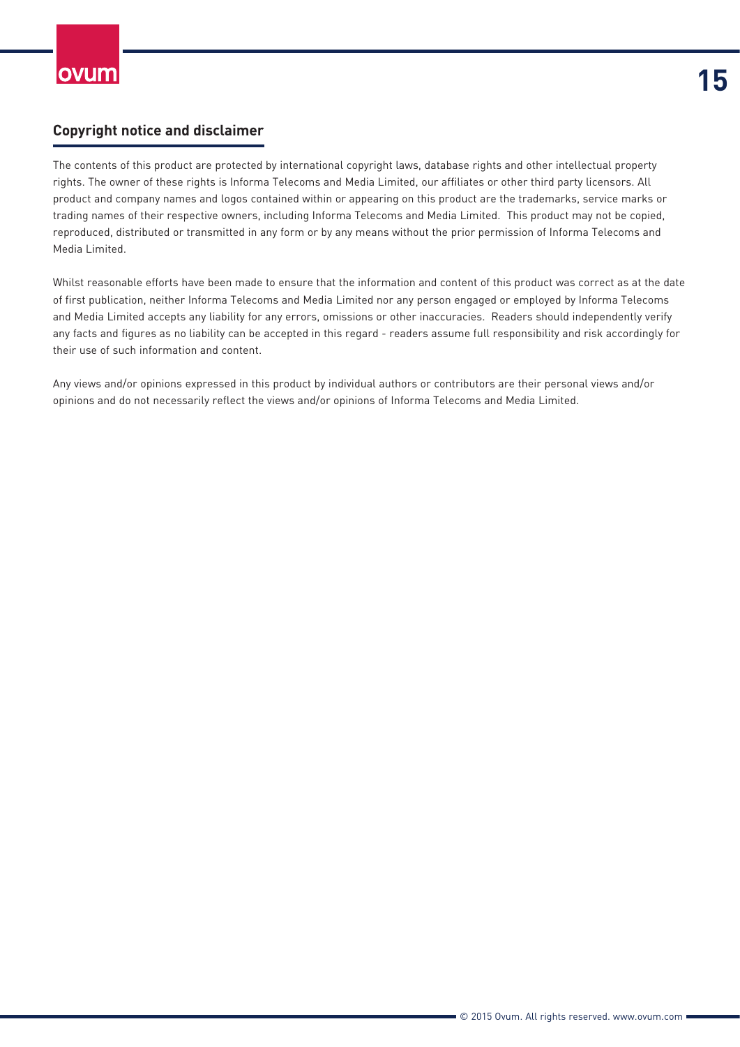## Copyright notice and disclaimer

The contents of this product are protected by international copyright laws, database rights and other intellectual property rights. The owner of these rights is Informa Telecoms and Media Limited, our affiliates or other third party licensors. All product and company names and logos contained within or appearing on this product are the trademarks, service marks or trading names of their respective owners, including Informa Telecoms and Media Limited. This product may not be copied, reproduced, distributed or transmitted in any form or by any means without the prior permission of Informa Telecoms and Media Limited.

Whilst reasonable efforts have been made to ensure that the information and content of this product was correct as at the date of first publication, neither Informa Telecoms and Media Limited nor any person engaged or employed by Informa Telecoms and Media Limited accepts any liability for any errors, omissions or other inaccuracies. Readers should independently verify any facts and figures as no liability can be accepted in this regard - readers assume full responsibility and risk accordingly for their use of such information and content.

Any views and/or opinions expressed in this product by individual authors or contributors are their personal views and/or opinions and do not necessarily reflect the views and/or opinions of Informa Telecoms and Media Limited.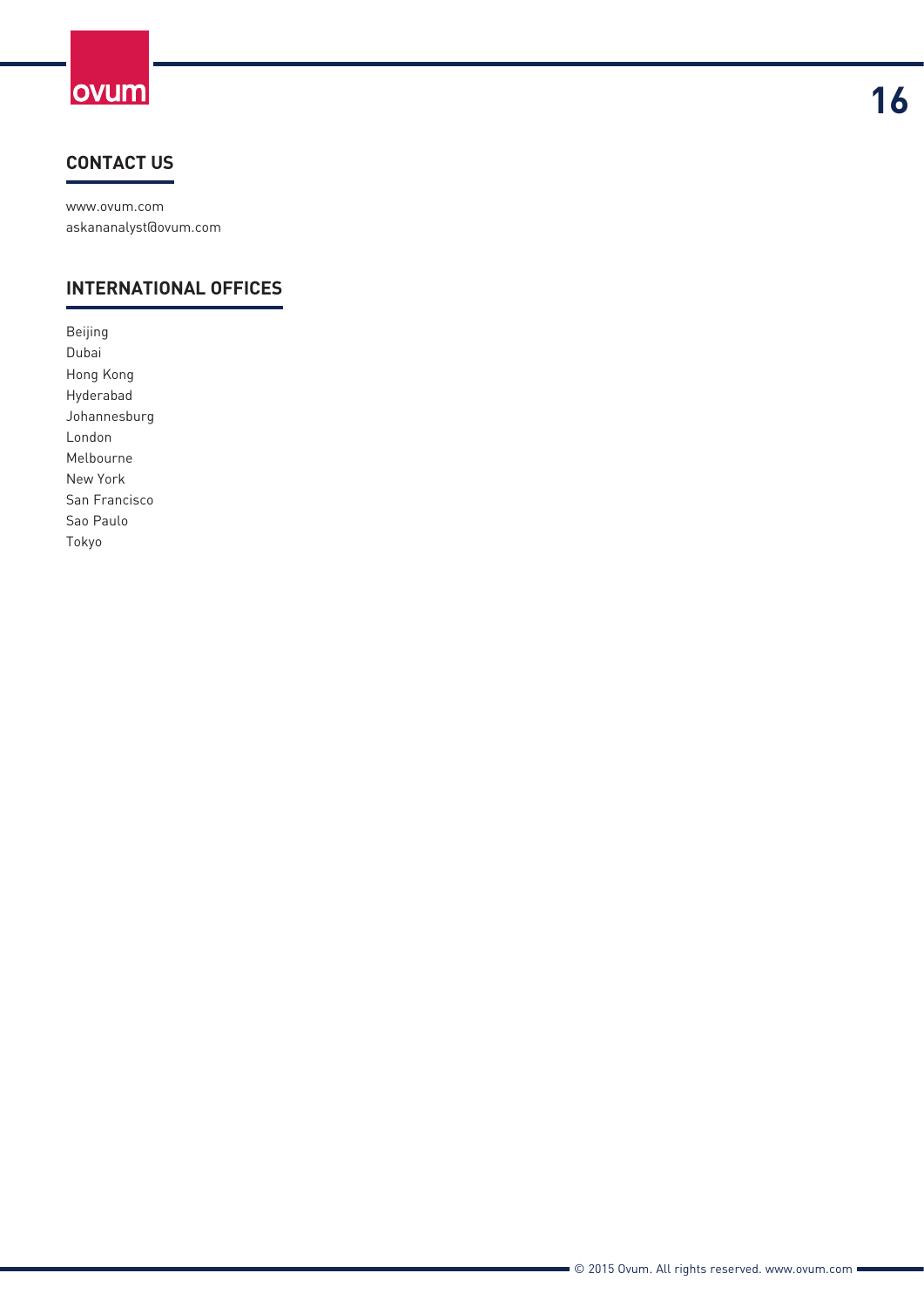## CONTACT US

www.ovum.com
askananalyst@ovum.com

## INTERNATIONAL OFFICES

Beijing
Dubai
Hong Kong
Hyderabad
Johannesburg
London
Melbourne
New York
San Francisco
Sao Paulo
Tokyo